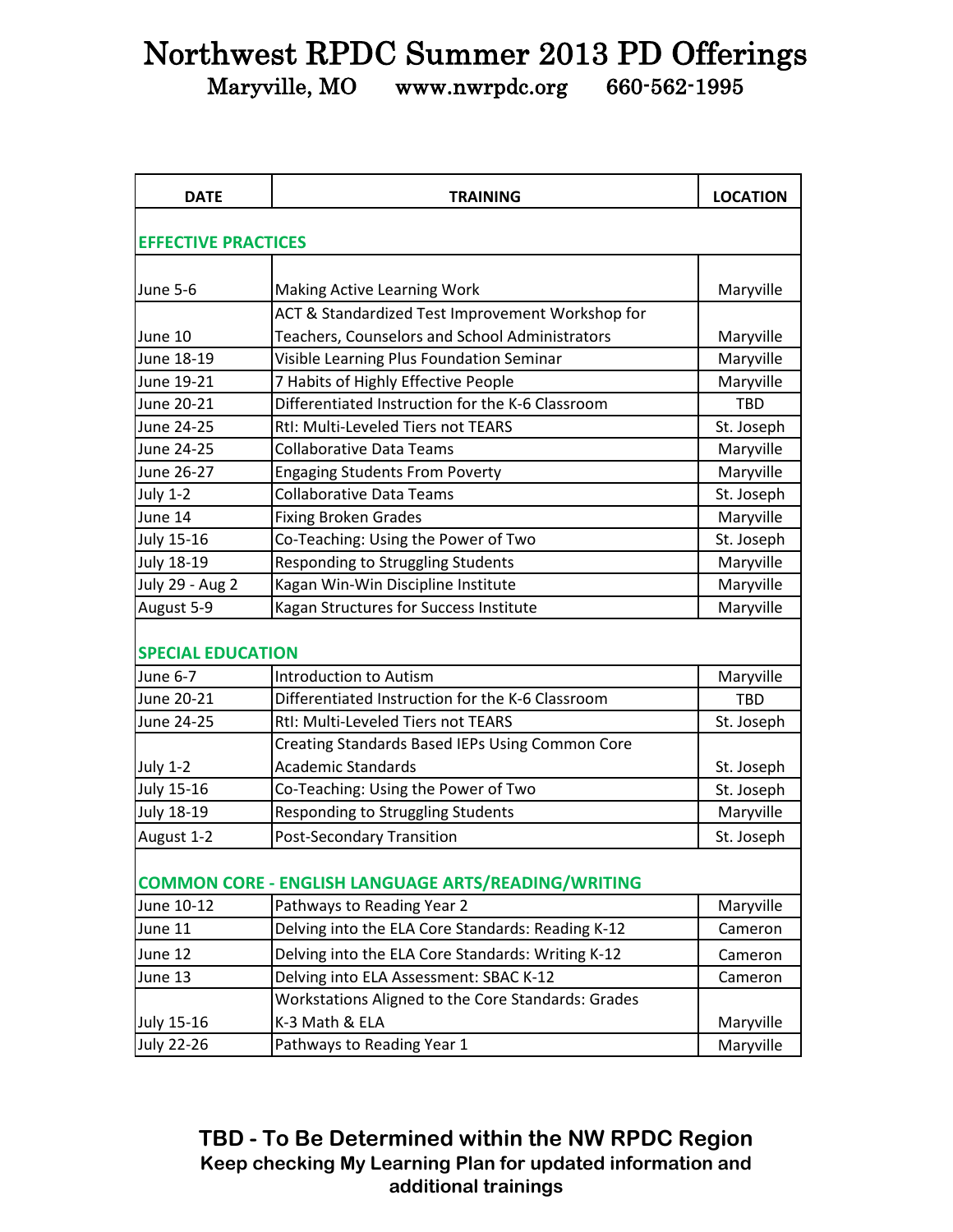# Northwest RPDC Summer 2013 PD Offerings

Maryville, MO www.nwrpdc.org 660-562-1995

| DATE | TRAINING | LOCATION |
|---|---|---|
| **EFFECTIVE PRACTICES** | | |
| June 5-6 | Making Active Learning Work | Maryville |
| June 10 | ACT & Standardized Test Improvement Workshop for Teachers, Counselors and School Administrators | Maryville |
| June 18-19 | Visible Learning Plus Foundation Seminar | Maryville |
| June 19-21 | 7 Habits of Highly Effective People | Maryville |
| June 20-21 | Differentiated Instruction for the K-6 Classroom | TBD |
| June 24-25 | RtI: Multi-Leveled Tiers not TEARS | St. Joseph |
| June 24-25 | Collaborative Data Teams | Maryville |
| June 26-27 | Engaging Students From Poverty | Maryville |
| July 1-2 | Collaborative Data Teams | St. Joseph |
| June 14 | Fixing Broken Grades | Maryville |
| July 15-16 | Co-Teaching: Using the Power of Two | St. Joseph |
| July 18-19 | Responding to Struggling Students | Maryville |
| July 29 - Aug 2 | Kagan Win-Win Discipline Institute | Maryville |
| August 5-9 | Kagan Structures for Success Institute | Maryville |
| **SPECIAL EDUCATION** | | |
| June 6-7 | Introduction to Autism | Maryville |
| June 20-21 | Differentiated Instruction for the K-6 Classroom | TBD |
| June 24-25 | RtI: Multi-Leveled Tiers not TEARS | St. Joseph |
| July 1-2 | Creating Standards Based IEPs Using Common Core Academic Standards | St. Joseph |
| July 15-16 | Co-Teaching: Using the Power of Two | St. Joseph |
| July 18-19 | Responding to Struggling Students | Maryville |
| August 1-2 | Post-Secondary Transition | St. Joseph |
| **COMMON CORE - ENGLISH LANGUAGE ARTS/READING/WRITING** | | |
| June 10-12 | Pathways to Reading Year 2 | Maryville |
| June 11 | Delving into the ELA Core Standards: Reading K-12 | Cameron |
| June 12 | Delving into the ELA Core Standards: Writing K-12 | Cameron |
| June 13 | Delving into ELA Assessment: SBAC K-12 | Cameron |
| July 15-16 | Workstations Aligned to the Core Standards: Grades K-3 Math & ELA | Maryville |
| July 22-26 | Pathways to Reading Year 1 | Maryville |

**TBD - To Be Determined within the NW RPDC Region**

**Keep checking My Learning Plan for updated information and additional trainings**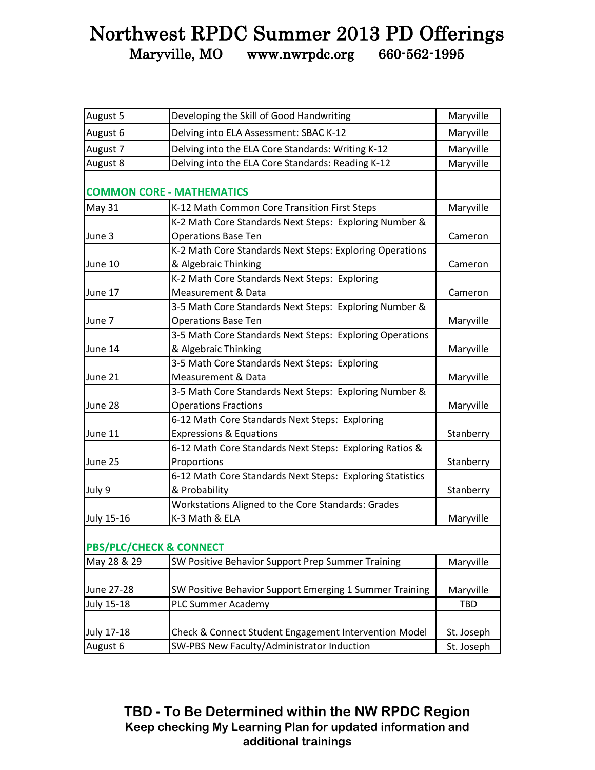# Northwest RPDC Summer 2013 PD Offerings

Maryville, MO www.nwrpdc.org 660-562-1995

| | | |
|---|---|---|
| August 5 | Developing the Skill of Good Handwriting | Maryville |
| August 6 | Delving into ELA Assessment: SBAC K-12 | Maryville |
| August 7 | Delving into the ELA Core Standards: Writing K-12 | Maryville |
| August 8 | Delving into the ELA Core Standards: Reading K-12 | Maryville |
| **COMMON CORE - MATHEMATICS** | | |
| May 31 | K-12 Math Common Core Transition First Steps | Maryville |
| June 3 | K-2 Math Core Standards Next Steps: Exploring Number & Operations Base Ten | Cameron |
| June 10 | K-2 Math Core Standards Next Steps: Exploring Operations & Algebraic Thinking | Cameron |
| June 17 | K-2 Math Core Standards Next Steps: Exploring Measurement & Data | Cameron |
| June 7 | 3-5 Math Core Standards Next Steps: Exploring Number & Operations Base Ten | Maryville |
| June 14 | 3-5 Math Core Standards Next Steps: Exploring Operations & Algebraic Thinking | Maryville |
| June 21 | 3-5 Math Core Standards Next Steps: Exploring Measurement & Data | Maryville |
| June 28 | 3-5 Math Core Standards Next Steps: Exploring Number & Operations Fractions | Maryville |
| June 11 | 6-12 Math Core Standards Next Steps: Exploring Expressions & Equations | Stanberry |
| June 25 | 6-12 Math Core Standards Next Steps: Exploring Ratios & Proportions | Stanberry |
| July 9 | 6-12 Math Core Standards Next Steps: Exploring Statistics & Probability | Stanberry |
| July 15-16 | Workstations Aligned to the Core Standards: Grades K-3 Math & ELA | Maryville |
| **PBS/PLC/CHECK & CONNECT** | | |
| May 28 & 29 | SW Positive Behavior Support Prep Summer Training | Maryville |
| June 27-28 | SW Positive Behavior Support Emerging 1 Summer Training | Maryville |
| July 15-18 | PLC Summer Academy | TBD |
| July 17-18 | Check & Connect Student Engagement Intervention Model | St. Joseph |
| August 6 | SW-PBS New Faculty/Administrator Induction | St. Joseph |

**TBD - To Be Determined within the NW RPDC Region**

**Keep checking My Learning Plan for updated information and additional trainings**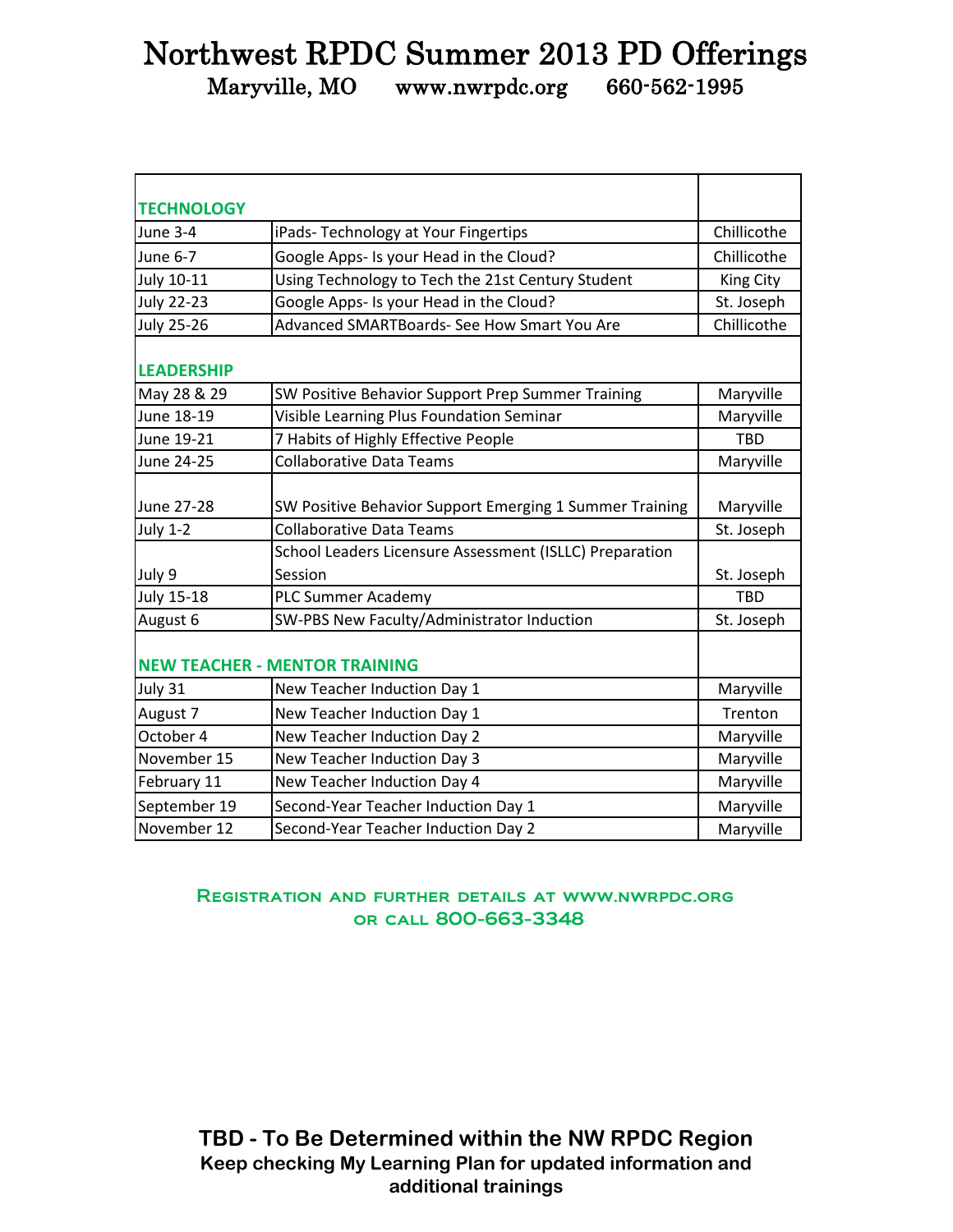# Northwest RPDC Summer 2013 PD Offerings

Maryville, MO www.nwrpdc.org 660-562-1995

| | | |
|---|---|---|
| **TECHNOLOGY** | | |
| June 3-4 | iPads- Technology at Your Fingertips | Chillicothe |
| June 6-7 | Google Apps- Is your Head in the Cloud? | Chillicothe |
| July 10-11 | Using Technology to Tech the 21st Century Student | King City |
| July 22-23 | Google Apps- Is your Head in the Cloud? | St. Joseph |
| July 25-26 | Advanced SMARTBoards- See How Smart You Are | Chillicothe |
| **LEADERSHIP** | | |
| May 28 & 29 | SW Positive Behavior Support Prep Summer Training | Maryville |
| June 18-19 | Visible Learning Plus Foundation Seminar | Maryville |
| June 19-21 | 7 Habits of Highly Effective People | TBD |
| June 24-25 | Collaborative Data Teams | Maryville |
| June 27-28 | SW Positive Behavior Support Emerging 1 Summer Training | Maryville |
| July 1-2 | Collaborative Data Teams | St. Joseph |
| July 9 | School Leaders Licensure Assessment (ISLLC) Preparation Session | St. Joseph |
| July 15-18 | PLC Summer Academy | TBD |
| August 6 | SW-PBS New Faculty/Administrator Induction | St. Joseph |
| **NEW TEACHER - MENTOR TRAINING** | | |
| July 31 | New Teacher Induction Day 1 | Maryville |
| August 7 | New Teacher Induction Day 1 | Trenton |
| October 4 | New Teacher Induction Day 2 | Maryville |
| November 15 | New Teacher Induction Day 3 | Maryville |
| February 11 | New Teacher Induction Day 4 | Maryville |
| September 19 | Second-Year Teacher Induction Day 1 | Maryville |
| November 12 | Second-Year Teacher Induction Day 2 | Maryville |

**Registration and further details at www.nwrpdc.org or call 800-663-3348**

**TBD - To Be Determined within the NW RPDC Region**

**Keep checking My Learning Plan for updated information and additional trainings**